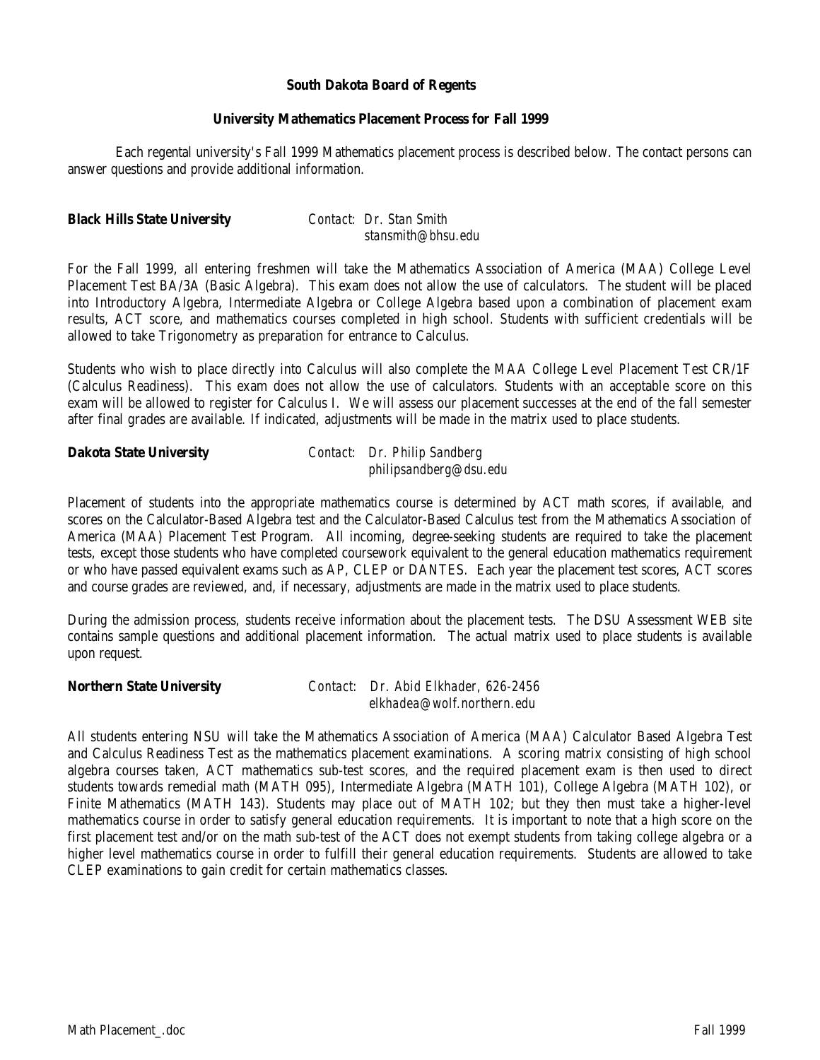**South Dakota Board of Regents**

**University Mathematics Placement Process for Fall 1999**

Each regental university's Fall 1999 Mathematics placement process is described below. The contact persons can answer questions and provide additional information.

**Black Hills State University** *Contact: Dr. Stan Smith*
*stansmith@bhsu.edu*

For the Fall 1999, all entering freshmen will take the Mathematics Association of America (MAA) College Level Placement Test BA/3A (Basic Algebra). This exam does not allow the use of calculators. The student will be placed into Introductory Algebra, Intermediate Algebra or College Algebra based upon a combination of placement exam results, ACT score, and mathematics courses completed in high school. Students with sufficient credentials will be allowed to take Trigonometry as preparation for entrance to Calculus.

Students who wish to place directly into Calculus will also complete the MAA College Level Placement Test CR/1F (Calculus Readiness). This exam does not allow the use of calculators. Students with an acceptable score on this exam will be allowed to register for Calculus I. We will assess our placement successes at the end of the fall semester after final grades are available. If indicated, adjustments will be made in the matrix used to place students.

**Dakota State University** *Contact: Dr. Philip Sandberg*
*philipsandberg@dsu.edu*

Placement of students into the appropriate mathematics course is determined by ACT math scores, if available, and scores on the Calculator-Based Algebra test and the Calculator-Based Calculus test from the Mathematics Association of America (MAA) Placement Test Program. All incoming, degree-seeking students are required to take the placement tests, except those students who have completed coursework equivalent to the general education mathematics requirement or who have passed equivalent exams such as AP, CLEP or DANTES. Each year the placement test scores, ACT scores and course grades are reviewed, and, if necessary, adjustments are made in the matrix used to place students.

During the admission process, students receive information about the placement tests. The DSU Assessment WEB site contains sample questions and additional placement information. The actual matrix used to place students is available upon request.

**Northern State University** *Contact: Dr. Abid Elkhader, 626-2456*
*elkhadea@wolf.northern.edu*

All students entering NSU will take the Mathematics Association of America (MAA) Calculator Based Algebra Test and Calculus Readiness Test as the mathematics placement examinations. A scoring matrix consisting of high school algebra courses taken, ACT mathematics sub-test scores, and the required placement exam is then used to direct students towards remedial math (MATH 095), Intermediate Algebra (MATH 101), College Algebra (MATH 102), or Finite Mathematics (MATH 143). Students may place out of MATH 102; but they then must take a higher-level mathematics course in order to satisfy general education requirements. It is important to note that a high score on the first placement test and/or on the math sub-test of the ACT does not exempt students from taking college algebra or a higher level mathematics course in order to fulfill their general education requirements. Students are allowed to take CLEP examinations to gain credit for certain mathematics classes.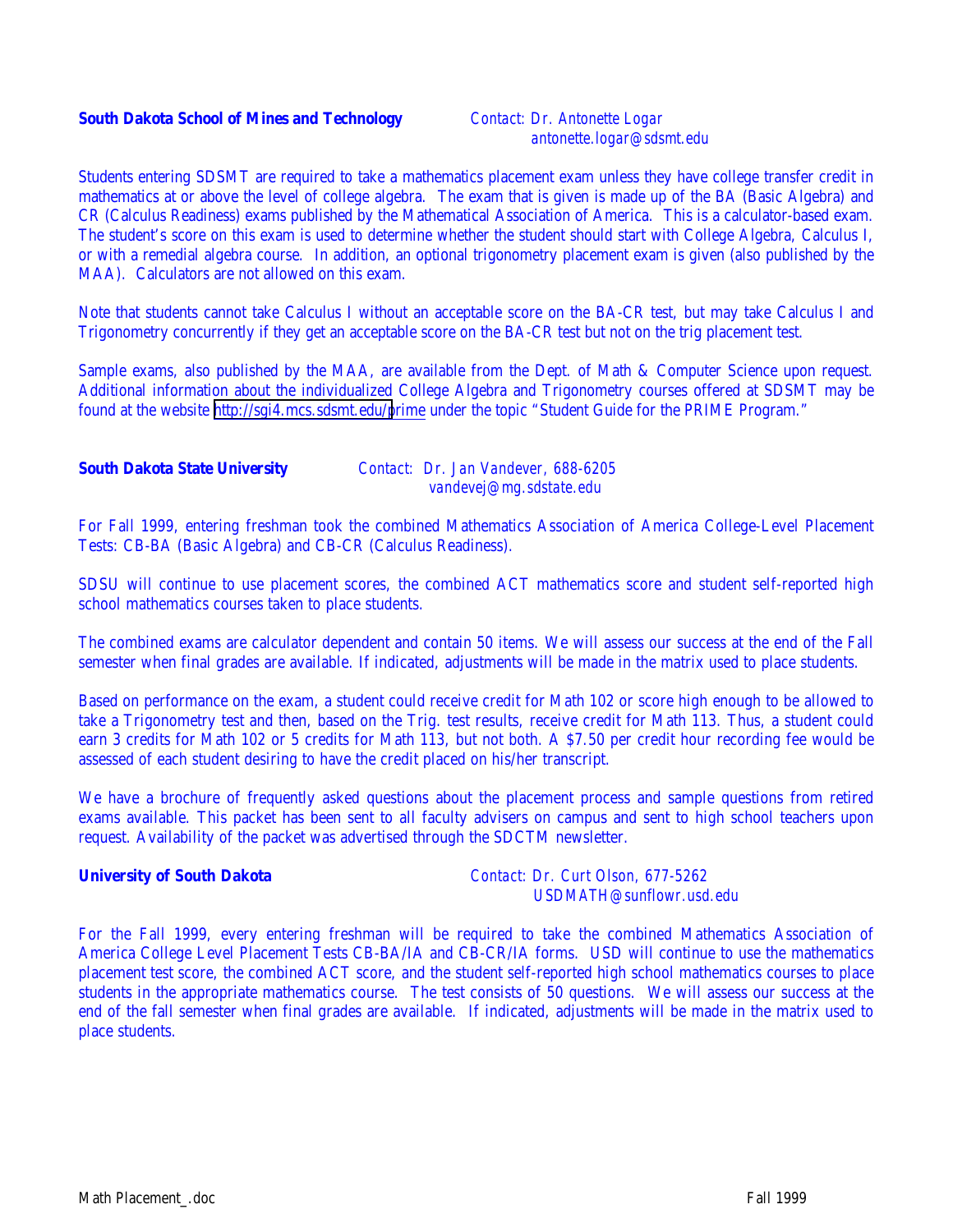**South Dakota School of Mines and Technology** *Contact: Dr. Antonette Logar*
*antonette.logar@sdsmt.edu*

Students entering SDSMT are required to take a mathematics placement exam unless they have college transfer credit in mathematics at or above the level of college algebra. The exam that is given is made up of the BA (Basic Algebra) and CR (Calculus Readiness) exams published by the Mathematical Association of America. This is a calculator-based exam. The student's score on this exam is used to determine whether the student should start with College Algebra, Calculus I, or with a remedial algebra course. In addition, an optional trigonometry placement exam is given (also published by the MAA). Calculators are not allowed on this exam.

Note that students cannot take Calculus I without an acceptable score on the BA-CR test, but may take Calculus I and Trigonometry concurrently if they get an acceptable score on the BA-CR test but not on the trig placement test.

Sample exams, also published by the MAA, are available from the Dept. of Math & Computer Science upon request. Additional information about the individualized College Algebra and Trigonometry courses offered at SDSMT may be found at the website http://sgi4.mcs.sdsmt.edu/prime under the topic "Student Guide for the PRIME Program."

**South Dakota State University** *Contact: Dr. Jan Vandever, 688-6205*
*vandevej@mg.sdstate.edu*

For Fall 1999, entering freshman took the combined Mathematics Association of America College-Level Placement Tests: CB-BA (Basic Algebra) and CB-CR (Calculus Readiness).

SDSU will continue to use placement scores, the combined ACT mathematics score and student self-reported high school mathematics courses taken to place students.

The combined exams are calculator dependent and contain 50 items. We will assess our success at the end of the Fall semester when final grades are available. If indicated, adjustments will be made in the matrix used to place students.

Based on performance on the exam, a student could receive credit for Math 102 or score high enough to be allowed to take a Trigonometry test and then, based on the Trig. test results, receive credit for Math 113. Thus, a student could earn 3 credits for Math 102 or 5 credits for Math 113, but not both. A $7.50 per credit hour recording fee would be assessed of each student desiring to have the credit placed on his/her transcript.

We have a brochure of frequently asked questions about the placement process and sample questions from retired exams available. This packet has been sent to all faculty advisers on campus and sent to high school teachers upon request. Availability of the packet was advertised through the SDCTM newsletter.

**University of South Dakota** *Contact: Dr. Curt Olson, 677-5262*
*USDMATH@sunflowr.usd.edu*

For the Fall 1999, every entering freshman will be required to take the combined Mathematics Association of America College Level Placement Tests CB-BA/IA and CB-CR/IA forms. USD will continue to use the mathematics placement test score, the combined ACT score, and the student self-reported high school mathematics courses to place students in the appropriate mathematics course. The test consists of 50 questions. We will assess our success at the end of the fall semester when final grades are available. If indicated, adjustments will be made in the matrix used to place students.